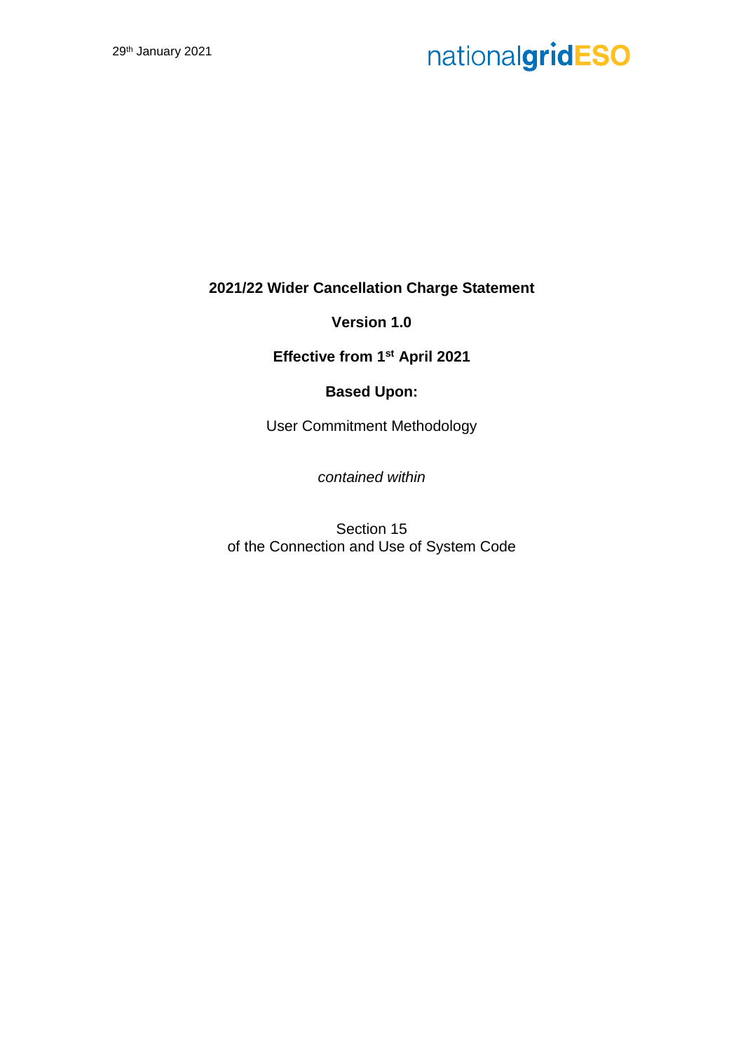29th January 2021

nationalgridESO

**2021/22 Wider Cancellation Charge Statement**

**Version 1.0**

**Effective from 1st April 2021**

**Based Upon:**

User Commitment Methodology

*contained within*

Section 15
of the Connection and Use of System Code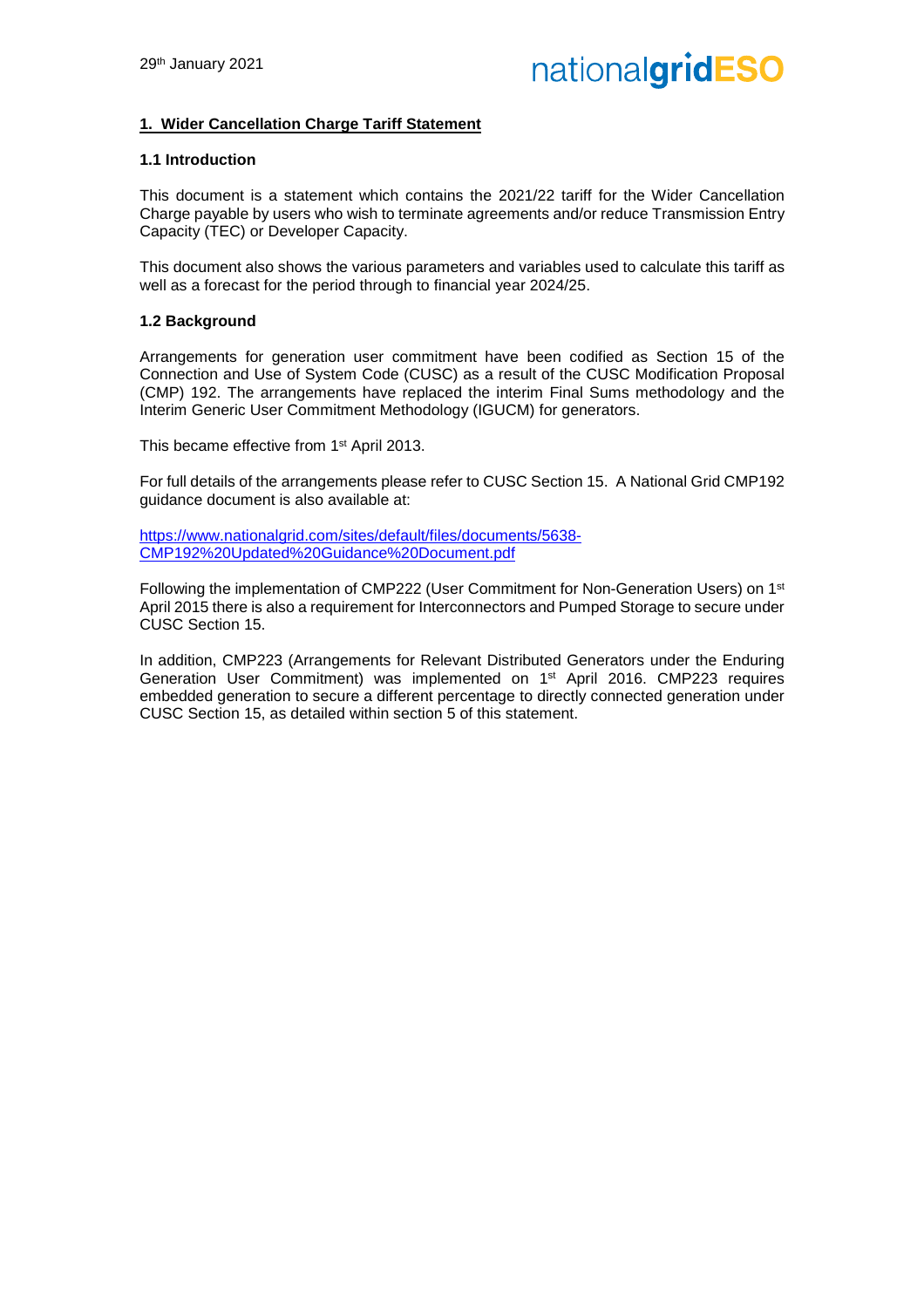## 1. Wider Cancellation Charge Tariff Statement

### 1.1 Introduction

This document is a statement which contains the 2021/22 tariff for the Wider Cancellation Charge payable by users who wish to terminate agreements and/or reduce Transmission Entry Capacity (TEC) or Developer Capacity.

This document also shows the various parameters and variables used to calculate this tariff as well as a forecast for the period through to financial year 2024/25.

### 1.2 Background

Arrangements for generation user commitment have been codified as Section 15 of the Connection and Use of System Code (CUSC) as a result of the CUSC Modification Proposal (CMP) 192. The arrangements have replaced the interim Final Sums methodology and the Interim Generic User Commitment Methodology (IGUCM) for generators.

This became effective from 1st April 2013.

For full details of the arrangements please refer to CUSC Section 15. A National Grid CMP192 guidance document is also available at:

https://www.nationalgrid.com/sites/default/files/documents/5638-CMP192%20Updated%20Guidance%20Document.pdf

Following the implementation of CMP222 (User Commitment for Non-Generation Users) on 1st April 2015 there is also a requirement for Interconnectors and Pumped Storage to secure under CUSC Section 15.

In addition, CMP223 (Arrangements for Relevant Distributed Generators under the Enduring Generation User Commitment) was implemented on 1st April 2016. CMP223 requires embedded generation to secure a different percentage to directly connected generation under CUSC Section 15, as detailed within section 5 of this statement.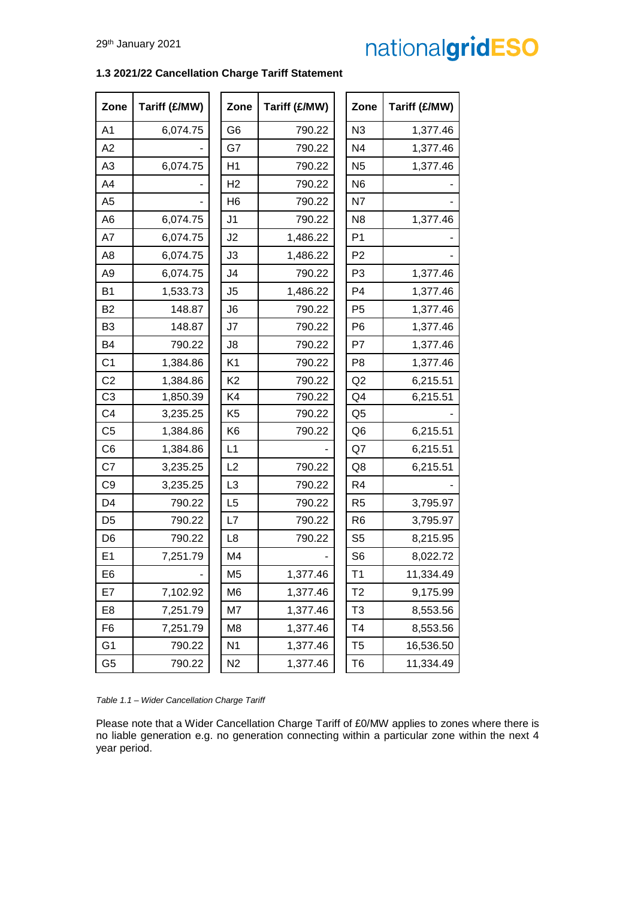### 1.3 2021/22 Cancellation Charge Tariff Statement

| Zone | Tariff (£/MW) | Zone | Tariff (£/MW) | Zone | Tariff (£/MW) |
|---|---|---|---|---|---|
| A1 | 6,074.75 | G6 | 790.22 | N3 | 1,377.46 |
| A2 | - | G7 | 790.22 | N4 | 1,377.46 |
| A3 | 6,074.75 | H1 | 790.22 | N5 | 1,377.46 |
| A4 | - | H2 | 790.22 | N6 | - |
| A5 | - | H6 | 790.22 | N7 | - |
| A6 | 6,074.75 | J1 | 790.22 | N8 | 1,377.46 |
| A7 | 6,074.75 | J2 | 1,486.22 | P1 | - |
| A8 | 6,074.75 | J3 | 1,486.22 | P2 | - |
| A9 | 6,074.75 | J4 | 790.22 | P3 | 1,377.46 |
| B1 | 1,533.73 | J5 | 1,486.22 | P4 | 1,377.46 |
| B2 | 148.87 | J6 | 790.22 | P5 | 1,377.46 |
| B3 | 148.87 | J7 | 790.22 | P6 | 1,377.46 |
| B4 | 790.22 | J8 | 790.22 | P7 | 1,377.46 |
| C1 | 1,384.86 | K1 | 790.22 | P8 | 1,377.46 |
| C2 | 1,384.86 | K2 | 790.22 | Q2 | 6,215.51 |
| C3 | 1,850.39 | K4 | 790.22 | Q4 | 6,215.51 |
| C4 | 3,235.25 | K5 | 790.22 | Q5 | - |
| C5 | 1,384.86 | K6 | 790.22 | Q6 | 6,215.51 |
| C6 | 1,384.86 | L1 | - | Q7 | 6,215.51 |
| C7 | 3,235.25 | L2 | 790.22 | Q8 | 6,215.51 |
| C9 | 3,235.25 | L3 | 790.22 | R4 | - |
| D4 | 790.22 | L5 | 790.22 | R5 | 3,795.97 |
| D5 | 790.22 | L7 | 790.22 | R6 | 3,795.97 |
| D6 | 790.22 | L8 | 790.22 | S5 | 8,215.95 |
| E1 | 7,251.79 | M4 | - | S6 | 8,022.72 |
| E6 | - | M5 | 1,377.46 | T1 | 11,334.49 |
| E7 | 7,102.92 | M6 | 1,377.46 | T2 | 9,175.99 |
| E8 | 7,251.79 | M7 | 1,377.46 | T3 | 8,553.56 |
| F6 | 7,251.79 | M8 | 1,377.46 | T4 | 8,553.56 |
| G1 | 790.22 | N1 | 1,377.46 | T5 | 16,536.50 |
| G5 | 790.22 | N2 | 1,377.46 | T6 | 11,334.49 |

*Table 1.1 – Wider Cancellation Charge Tariff*

Please note that a Wider Cancellation Charge Tariff of £0/MW applies to zones where there is no liable generation e.g. no generation connecting within a particular zone within the next 4 year period.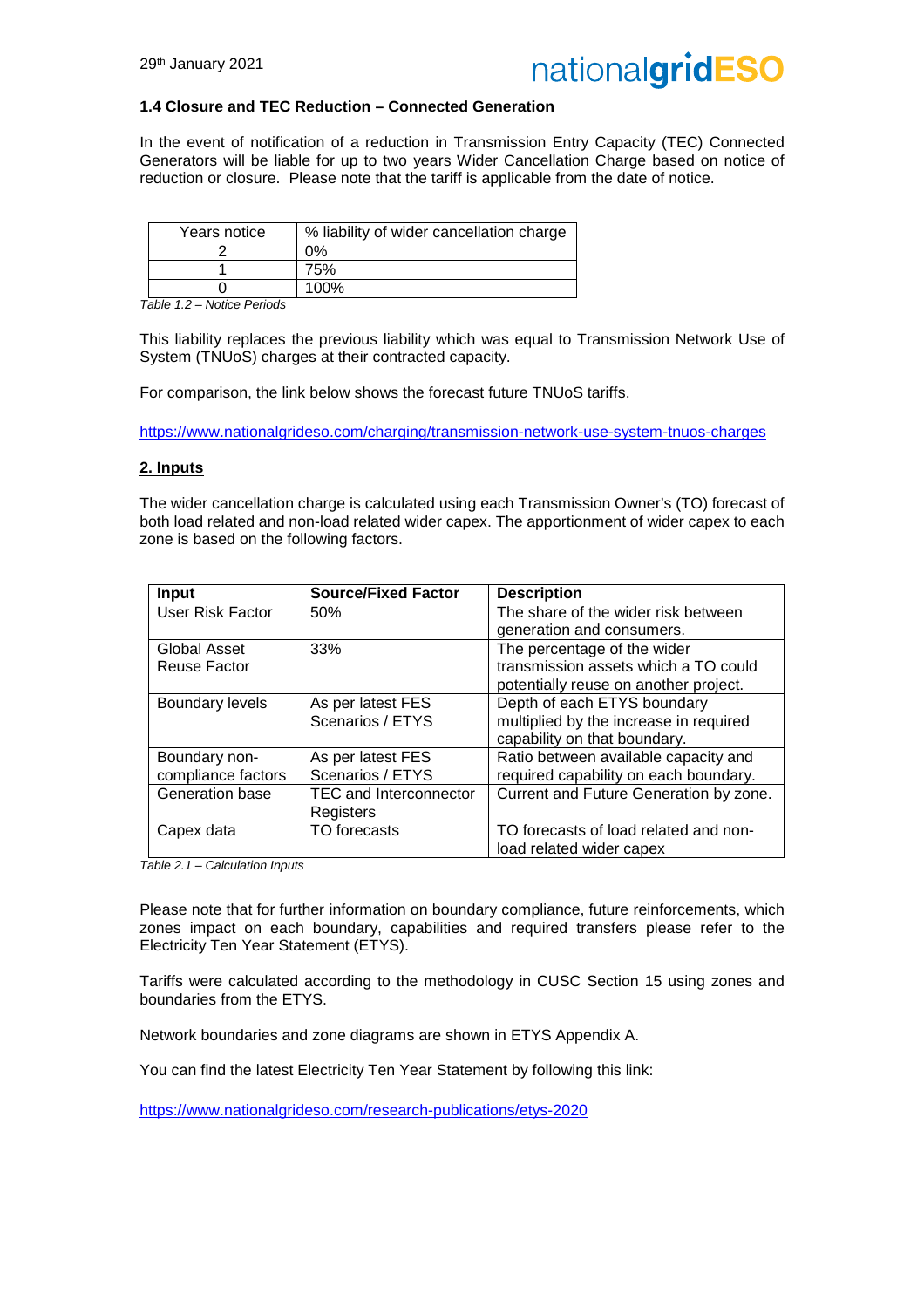### 1.4 Closure and TEC Reduction – Connected Generation

In the event of notification of a reduction in Transmission Entry Capacity (TEC) Connected Generators will be liable for up to two years Wider Cancellation Charge based on notice of reduction or closure. Please note that the tariff is applicable from the date of notice.

| Years notice | % liability of wider cancellation charge |
|---|---|
| 2 | 0% |
| 1 | 75% |
| 0 | 100% |

*Table 1.2 – Notice Periods*

This liability replaces the previous liability which was equal to Transmission Network Use of System (TNUoS) charges at their contracted capacity.

For comparison, the link below shows the forecast future TNUoS tariffs.

https://www.nationalgrideso.com/charging/transmission-network-use-system-tnuos-charges

## 2. Inputs

The wider cancellation charge is calculated using each Transmission Owner's (TO) forecast of both load related and non-load related wider capex. The apportionment of wider capex to each zone is based on the following factors.

| Input | Source/Fixed Factor | Description |
|---|---|---|
| User Risk Factor | 50% | The share of the wider risk between generation and consumers. |
| Global Asset Reuse Factor | 33% | The percentage of the wider transmission assets which a TO could potentially reuse on another project. |
| Boundary levels | As per latest FES Scenarios / ETYS | Depth of each ETYS boundary multiplied by the increase in required capability on that boundary. |
| Boundary non-compliance factors | As per latest FES Scenarios / ETYS | Ratio between available capacity and required capability on each boundary. |
| Generation base | TEC and Interconnector Registers | Current and Future Generation by zone. |
| Capex data | TO forecasts | TO forecasts of load related and non-load related wider capex |

*Table 2.1 – Calculation Inputs*

Please note that for further information on boundary compliance, future reinforcements, which zones impact on each boundary, capabilities and required transfers please refer to the Electricity Ten Year Statement (ETYS).

Tariffs were calculated according to the methodology in CUSC Section 15 using zones and boundaries from the ETYS.

Network boundaries and zone diagrams are shown in ETYS Appendix A.

You can find the latest Electricity Ten Year Statement by following this link:

https://www.nationalgrideso.com/research-publications/etys-2020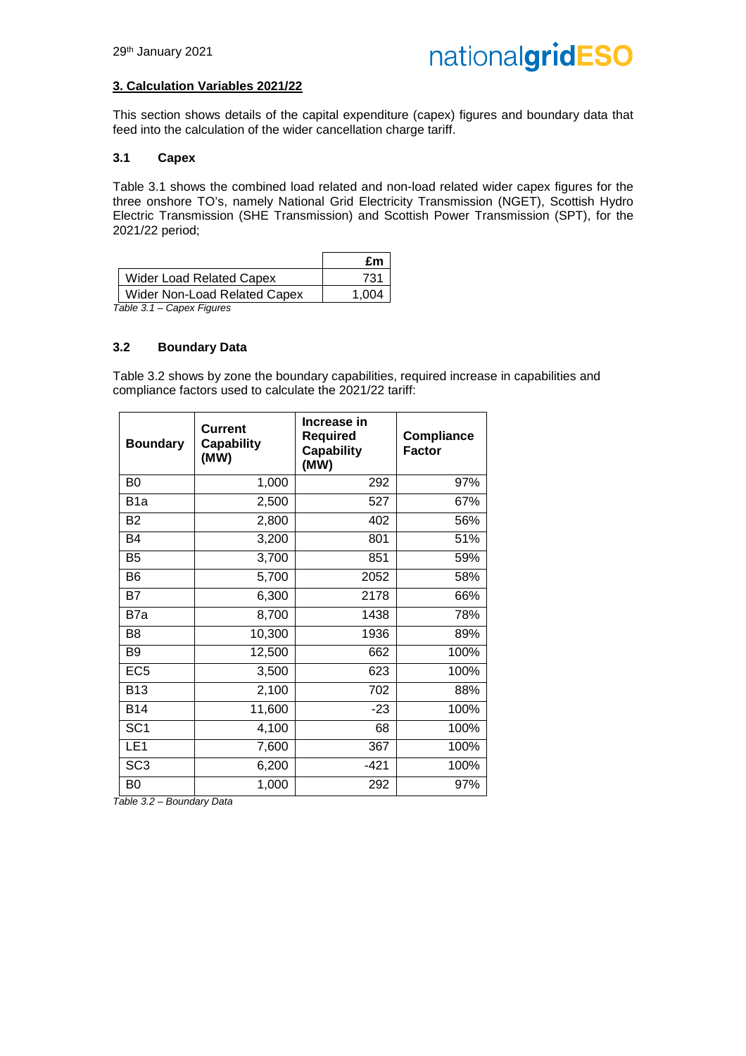## 3. Calculation Variables 2021/22

This section shows details of the capital expenditure (capex) figures and boundary data that feed into the calculation of the wider cancellation charge tariff.

### 3.1 Capex

Table 3.1 shows the combined load related and non-load related wider capex figures for the three onshore TO's, namely National Grid Electricity Transmission (NGET), Scottish Hydro Electric Transmission (SHE Transmission) and Scottish Power Transmission (SPT), for the 2021/22 period;

| | £m |
|---|---|
| Wider Load Related Capex | 731 |
| Wider Non-Load Related Capex | 1,004 |

*Table 3.1 – Capex Figures*

### 3.2 Boundary Data

Table 3.2 shows by zone the boundary capabilities, required increase in capabilities and compliance factors used to calculate the 2021/22 tariff:

| Boundary | Current Capability (MW) | Increase in Required Capability (MW) | Compliance Factor |
|---|---|---|---|
| B0 | 1,000 | 292 | 97% |
| B1a | 2,500 | 527 | 67% |
| B2 | 2,800 | 402 | 56% |
| B4 | 3,200 | 801 | 51% |
| B5 | 3,700 | 851 | 59% |
| B6 | 5,700 | 2052 | 58% |
| B7 | 6,300 | 2178 | 66% |
| B7a | 8,700 | 1438 | 78% |
| B8 | 10,300 | 1936 | 89% |
| B9 | 12,500 | 662 | 100% |
| EC5 | 3,500 | 623 | 100% |
| B13 | 2,100 | 702 | 88% |
| B14 | 11,600 | -23 | 100% |
| SC1 | 4,100 | 68 | 100% |
| LE1 | 7,600 | 367 | 100% |
| SC3 | 6,200 | -421 | 100% |
| B0 | 1,000 | 292 | 97% |

*Table 3.2 – Boundary Data*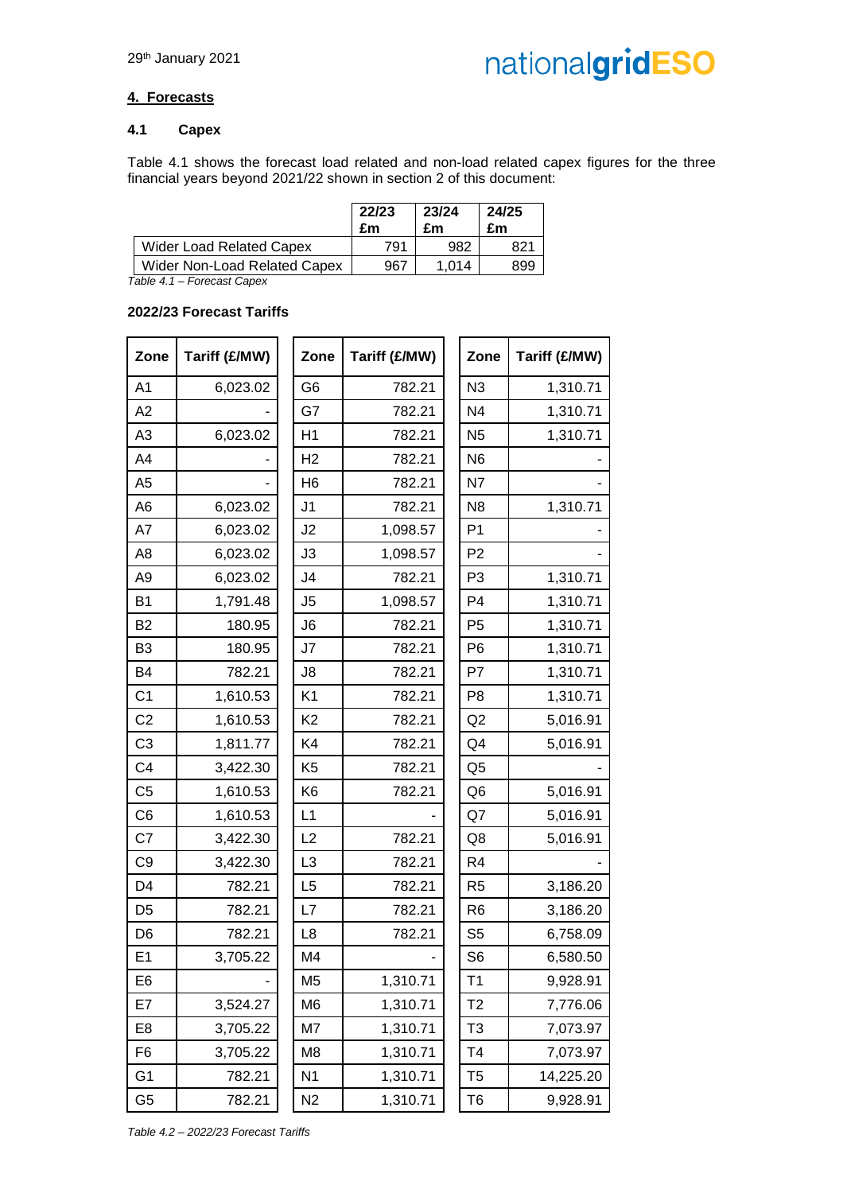## 4. Forecasts

### 4.1 Capex

Table 4.1 shows the forecast load related and non-load related capex figures for the three financial years beyond 2021/22 shown in section 2 of this document:

| | 22/23 £m | 23/24 £m | 24/25 £m |
|---|---|---|---|
| Wider Load Related Capex | 791 | 982 | 821 |
| Wider Non-Load Related Capex | 967 | 1,014 | 899 |

*Table 4.1 – Forecast Capex*

**2022/23 Forecast Tariffs**

| Zone | Tariff (£/MW) | Zone | Tariff (£/MW) | Zone | Tariff (£/MW) |
|---|---|---|---|---|---|
| A1 | 6,023.02 | G6 | 782.21 | N3 | 1,310.71 |
| A2 | - | G7 | 782.21 | N4 | 1,310.71 |
| A3 | 6,023.02 | H1 | 782.21 | N5 | 1,310.71 |
| A4 | - | H2 | 782.21 | N6 | - |
| A5 | - | H6 | 782.21 | N7 | - |
| A6 | 6,023.02 | J1 | 782.21 | N8 | 1,310.71 |
| A7 | 6,023.02 | J2 | 1,098.57 | P1 | - |
| A8 | 6,023.02 | J3 | 1,098.57 | P2 | - |
| A9 | 6,023.02 | J4 | 782.21 | P3 | 1,310.71 |
| B1 | 1,791.48 | J5 | 1,098.57 | P4 | 1,310.71 |
| B2 | 180.95 | J6 | 782.21 | P5 | 1,310.71 |
| B3 | 180.95 | J7 | 782.21 | P6 | 1,310.71 |
| B4 | 782.21 | J8 | 782.21 | P7 | 1,310.71 |
| C1 | 1,610.53 | K1 | 782.21 | P8 | 1,310.71 |
| C2 | 1,610.53 | K2 | 782.21 | Q2 | 5,016.91 |
| C3 | 1,811.77 | K4 | 782.21 | Q4 | 5,016.91 |
| C4 | 3,422.30 | K5 | 782.21 | Q5 | - |
| C5 | 1,610.53 | K6 | 782.21 | Q6 | 5,016.91 |
| C6 | 1,610.53 | L1 | - | Q7 | 5,016.91 |
| C7 | 3,422.30 | L2 | 782.21 | Q8 | 5,016.91 |
| C9 | 3,422.30 | L3 | 782.21 | R4 | - |
| D4 | 782.21 | L5 | 782.21 | R5 | 3,186.20 |
| D5 | 782.21 | L7 | 782.21 | R6 | 3,186.20 |
| D6 | 782.21 | L8 | 782.21 | S5 | 6,758.09 |
| E1 | 3,705.22 | M4 | - | S6 | 6,580.50 |
| E6 | - | M5 | 1,310.71 | T1 | 9,928.91 |
| E7 | 3,524.27 | M6 | 1,310.71 | T2 | 7,776.06 |
| E8 | 3,705.22 | M7 | 1,310.71 | T3 | 7,073.97 |
| F6 | 3,705.22 | M8 | 1,310.71 | T4 | 7,073.97 |
| G1 | 782.21 | N1 | 1,310.71 | T5 | 14,225.20 |
| G5 | 782.21 | N2 | 1,310.71 | T6 | 9,928.91 |

*Table 4.2 – 2022/23 Forecast Tariffs*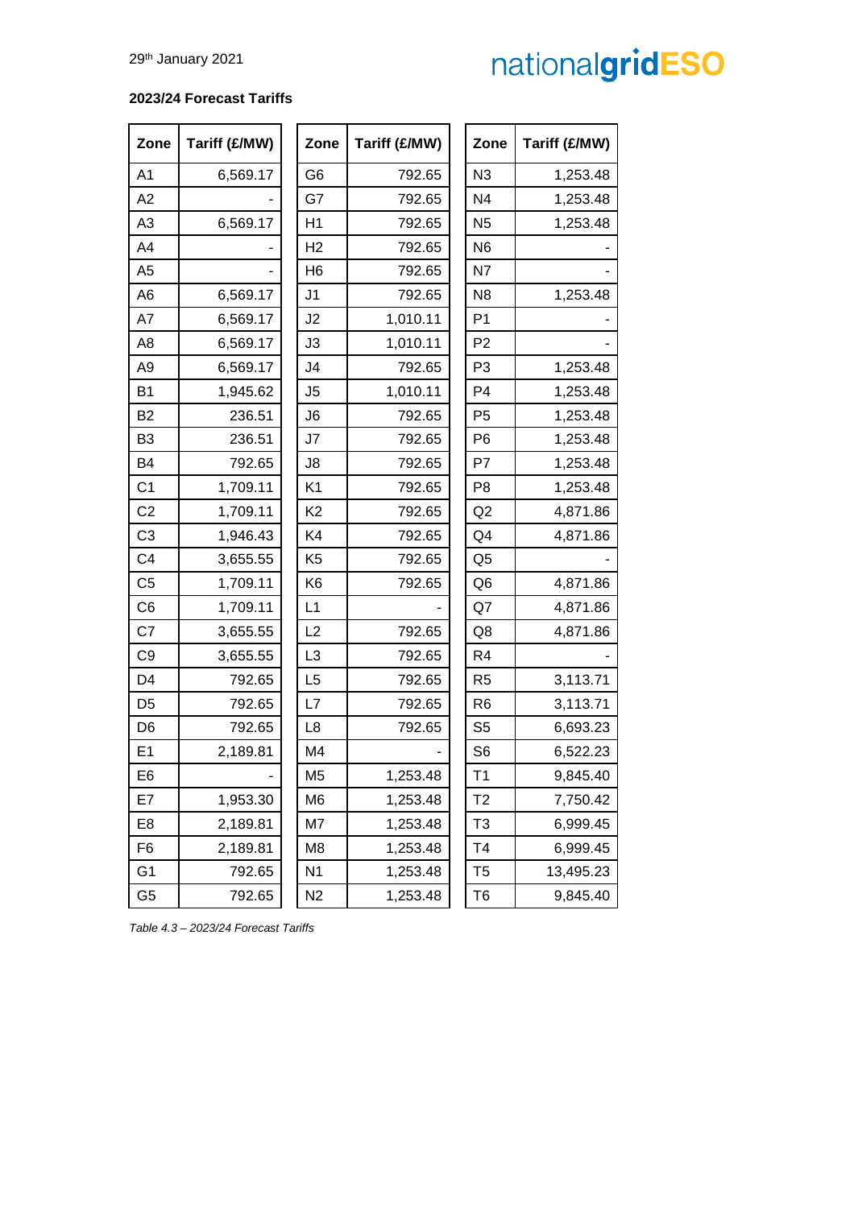**2023/24 Forecast Tariffs**

| Zone | Tariff (£/MW) | Zone | Tariff (£/MW) | Zone | Tariff (£/MW) |
|---|---|---|---|---|---|
| A1 | 6,569.17 | G6 | 792.65 | N3 | 1,253.48 |
| A2 | - | G7 | 792.65 | N4 | 1,253.48 |
| A3 | 6,569.17 | H1 | 792.65 | N5 | 1,253.48 |
| A4 | - | H2 | 792.65 | N6 | - |
| A5 | - | H6 | 792.65 | N7 | - |
| A6 | 6,569.17 | J1 | 792.65 | N8 | 1,253.48 |
| A7 | 6,569.17 | J2 | 1,010.11 | P1 | - |
| A8 | 6,569.17 | J3 | 1,010.11 | P2 | - |
| A9 | 6,569.17 | J4 | 792.65 | P3 | 1,253.48 |
| B1 | 1,945.62 | J5 | 1,010.11 | P4 | 1,253.48 |
| B2 | 236.51 | J6 | 792.65 | P5 | 1,253.48 |
| B3 | 236.51 | J7 | 792.65 | P6 | 1,253.48 |
| B4 | 792.65 | J8 | 792.65 | P7 | 1,253.48 |
| C1 | 1,709.11 | K1 | 792.65 | P8 | 1,253.48 |
| C2 | 1,709.11 | K2 | 792.65 | Q2 | 4,871.86 |
| C3 | 1,946.43 | K4 | 792.65 | Q4 | 4,871.86 |
| C4 | 3,655.55 | K5 | 792.65 | Q5 | - |
| C5 | 1,709.11 | K6 | 792.65 | Q6 | 4,871.86 |
| C6 | 1,709.11 | L1 | - | Q7 | 4,871.86 |
| C7 | 3,655.55 | L2 | 792.65 | Q8 | 4,871.86 |
| C9 | 3,655.55 | L3 | 792.65 | R4 | - |
| D4 | 792.65 | L5 | 792.65 | R5 | 3,113.71 |
| D5 | 792.65 | L7 | 792.65 | R6 | 3,113.71 |
| D6 | 792.65 | L8 | 792.65 | S5 | 6,693.23 |
| E1 | 2,189.81 | M4 | - | S6 | 6,522.23 |
| E6 | - | M5 | 1,253.48 | T1 | 9,845.40 |
| E7 | 1,953.30 | M6 | 1,253.48 | T2 | 7,750.42 |
| E8 | 2,189.81 | M7 | 1,253.48 | T3 | 6,999.45 |
| F6 | 2,189.81 | M8 | 1,253.48 | T4 | 6,999.45 |
| G1 | 792.65 | N1 | 1,253.48 | T5 | 13,495.23 |
| G5 | 792.65 | N2 | 1,253.48 | T6 | 9,845.40 |

*Table 4.3 – 2023/24 Forecast Tariffs*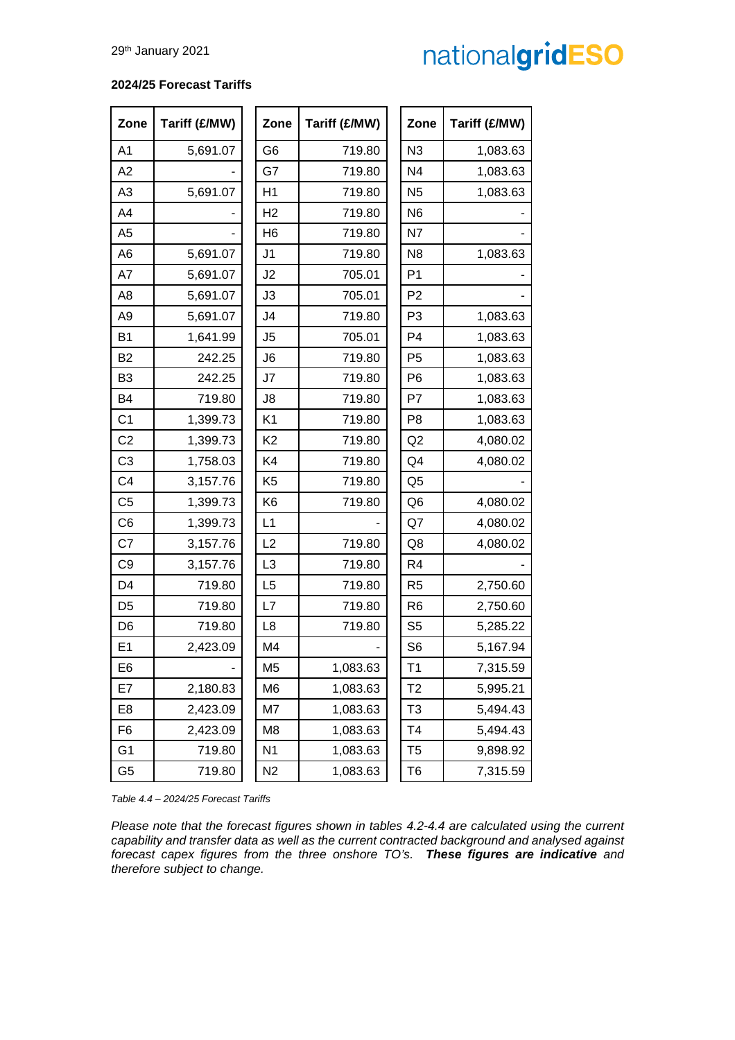**2024/25 Forecast Tariffs**

| Zone | Tariff (£/MW) | Zone | Tariff (£/MW) | Zone | Tariff (£/MW) |
|---|---|---|---|---|---|
| A1 | 5,691.07 | G6 | 719.80 | N3 | 1,083.63 |
| A2 | - | G7 | 719.80 | N4 | 1,083.63 |
| A3 | 5,691.07 | H1 | 719.80 | N5 | 1,083.63 |
| A4 | - | H2 | 719.80 | N6 | - |
| A5 | - | H6 | 719.80 | N7 | - |
| A6 | 5,691.07 | J1 | 719.80 | N8 | 1,083.63 |
| A7 | 5,691.07 | J2 | 705.01 | P1 | - |
| A8 | 5,691.07 | J3 | 705.01 | P2 | - |
| A9 | 5,691.07 | J4 | 719.80 | P3 | 1,083.63 |
| B1 | 1,641.99 | J5 | 705.01 | P4 | 1,083.63 |
| B2 | 242.25 | J6 | 719.80 | P5 | 1,083.63 |
| B3 | 242.25 | J7 | 719.80 | P6 | 1,083.63 |
| B4 | 719.80 | J8 | 719.80 | P7 | 1,083.63 |
| C1 | 1,399.73 | K1 | 719.80 | P8 | 1,083.63 |
| C2 | 1,399.73 | K2 | 719.80 | Q2 | 4,080.02 |
| C3 | 1,758.03 | K4 | 719.80 | Q4 | 4,080.02 |
| C4 | 3,157.76 | K5 | 719.80 | Q5 | - |
| C5 | 1,399.73 | K6 | 719.80 | Q6 | 4,080.02 |
| C6 | 1,399.73 | L1 | - | Q7 | 4,080.02 |
| C7 | 3,157.76 | L2 | 719.80 | Q8 | 4,080.02 |
| C9 | 3,157.76 | L3 | 719.80 | R4 | - |
| D4 | 719.80 | L5 | 719.80 | R5 | 2,750.60 |
| D5 | 719.80 | L7 | 719.80 | R6 | 2,750.60 |
| D6 | 719.80 | L8 | 719.80 | S5 | 5,285.22 |
| E1 | 2,423.09 | M4 | - | S6 | 5,167.94 |
| E6 | - | M5 | 1,083.63 | T1 | 7,315.59 |
| E7 | 2,180.83 | M6 | 1,083.63 | T2 | 5,995.21 |
| E8 | 2,423.09 | M7 | 1,083.63 | T3 | 5,494.43 |
| F6 | 2,423.09 | M8 | 1,083.63 | T4 | 5,494.43 |
| G1 | 719.80 | N1 | 1,083.63 | T5 | 9,898.92 |
| G5 | 719.80 | N2 | 1,083.63 | T6 | 7,315.59 |

*Table 4.4 – 2024/25 Forecast Tariffs*

*Please note that the forecast figures shown in tables 4.2-4.4 are calculated using the current capability and transfer data as well as the current contracted background and analysed against forecast capex figures from the three onshore TO's.* ***These figures are indicative*** *and therefore subject to change.*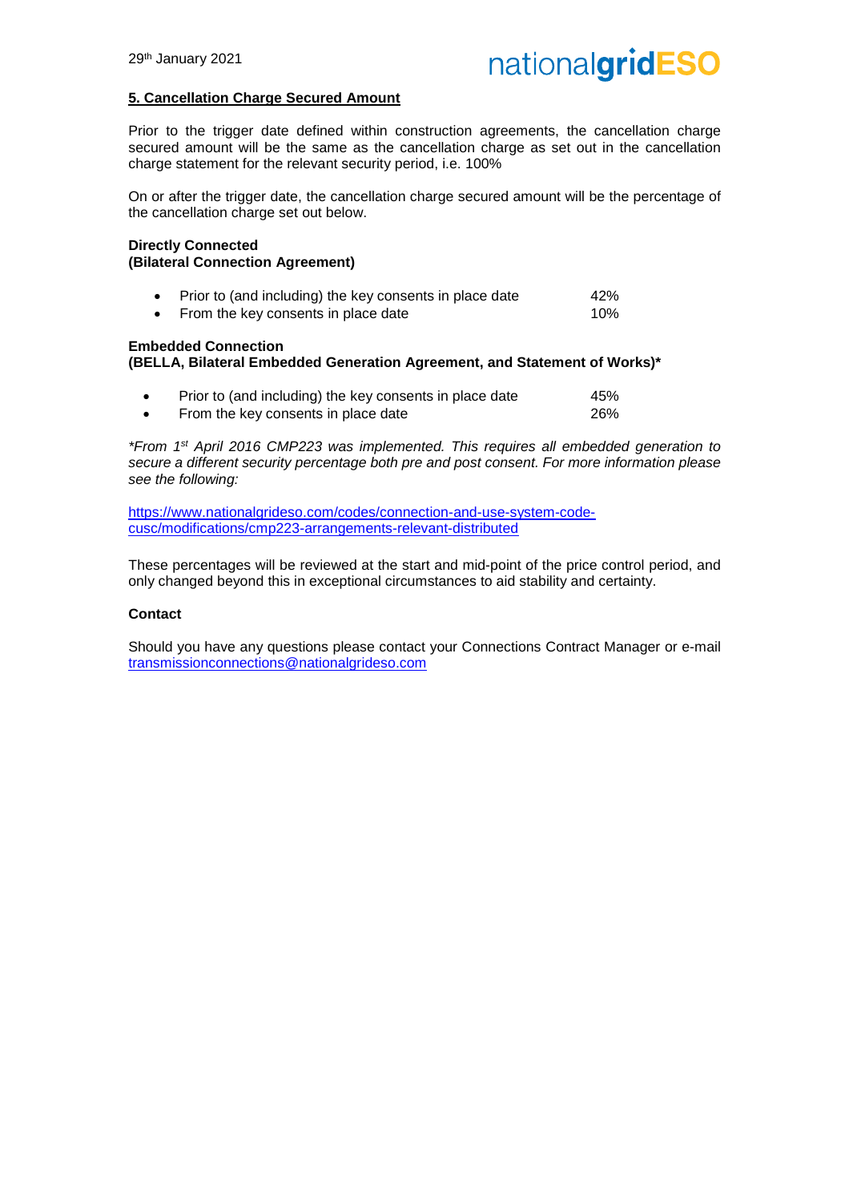## 5. Cancellation Charge Secured Amount

Prior to the trigger date defined within construction agreements, the cancellation charge secured amount will be the same as the cancellation charge as set out in the cancellation charge statement for the relevant security period, i.e. 100%

On or after the trigger date, the cancellation charge secured amount will be the percentage of the cancellation charge set out below.

**Directly Connected**
**(Bilateral Connection Agreement)**

- Prior to (and including) the key consents in place date 42%
- From the key consents in place date 10%

**Embedded Connection**
**(BELLA, Bilateral Embedded Generation Agreement, and Statement of Works)***

- Prior to (and including) the key consents in place date 45%
- From the key consents in place date 26%

*\*From 1st April 2016 CMP223 was implemented. This requires all embedded generation to secure a different security percentage both pre and post consent. For more information please see the following:*

https://www.nationalgrideso.com/codes/connection-and-use-system-code-cusc/modifications/cmp223-arrangements-relevant-distributed

These percentages will be reviewed at the start and mid-point of the price control period, and only changed beyond this in exceptional circumstances to aid stability and certainty.

**Contact**

Should you have any questions please contact your Connections Contract Manager or e-mail transmissionconnections@nationalgrideso.com